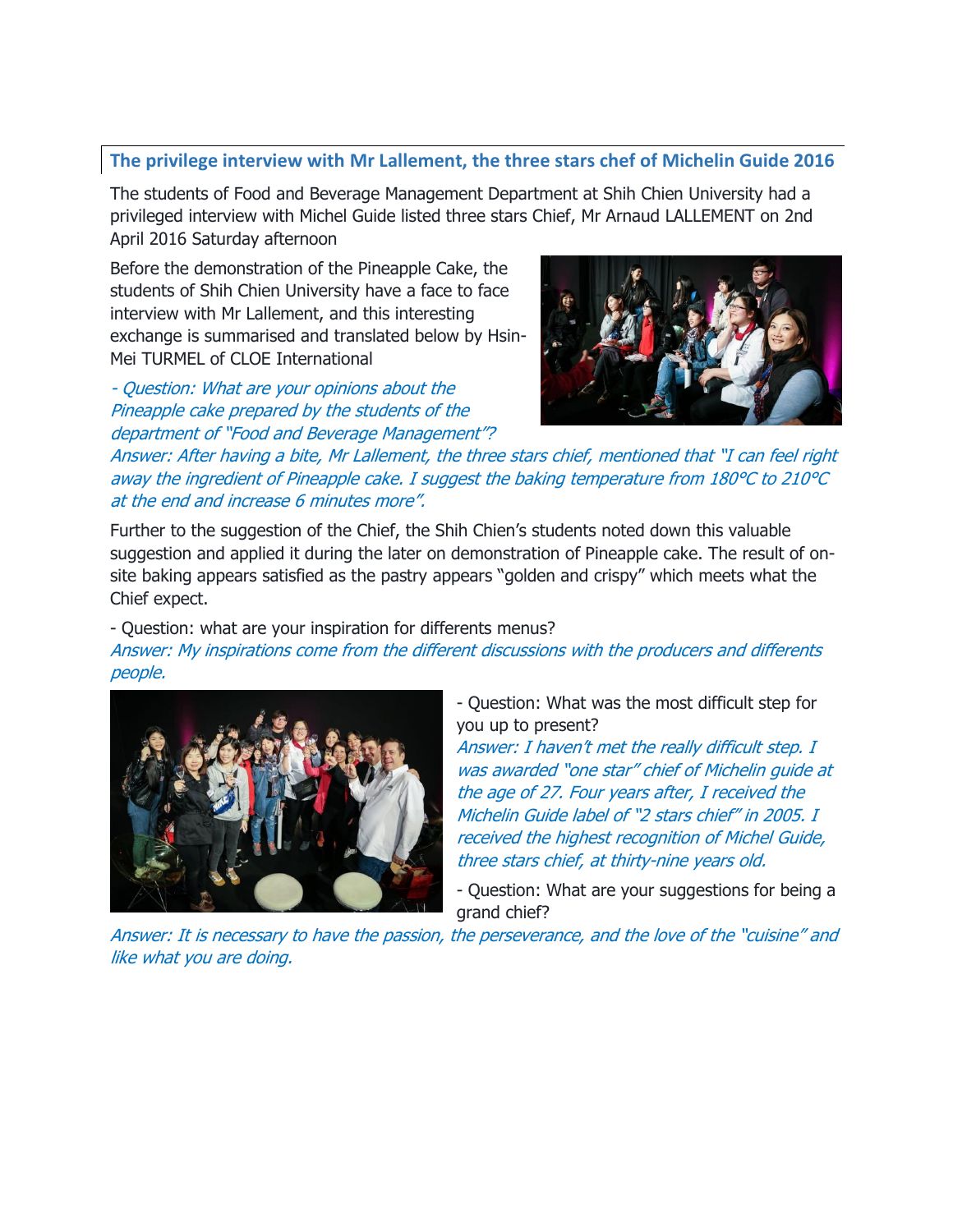## The privilege interview with Mr Lallement, the three stars chef of Michelin Guide 2016

The students of Food and Beverage Management Department at Shih Chien University had a privileged interview with Michel Guide listed three stars Chief, Mr Arnaud LALLEMENT on 2nd April 2016 Saturday afternoon

Before the demonstration of the Pineapple Cake, the students of Shih Chien University have a face to face interview with Mr Lallement, and this interesting exchange is summarised and translated below by Hsin-Mei TURMEL of CLOE International

*- Question: What are your opinions about the Pineapple cake prepared by the students of the department of "Food and Beverage Management"?*
*Answer: After having a bite, Mr Lallement, the three stars chief, mentioned that "I can feel right away the ingredient of Pineapple cake. I suggest the baking temperature from 180°C to 210°C at the end and increase 6 minutes more".*

Further to the suggestion of the Chief, the Shih Chien's students noted down this valuable suggestion and applied it during the later on demonstration of Pineapple cake. The result of on-site baking appears satisfied as the pastry appears "golden and crispy" which meets what the Chief expect.

- Question: what are your inspiration for differents menus?
*Answer: My inspirations come from the different discussions with the producers and differents people.*

- Question: What was the most difficult step for you up to present?
*Answer: I haven't met the really difficult step. I was awarded "one star" chief of Michelin guide at the age of 27. Four years after, I received the Michelin Guide label of "2 stars chief" in 2005. I received the highest recognition of Michel Guide, three stars chief, at thirty-nine years old.*

- Question: What are your suggestions for being a grand chief?
*Answer: It is necessary to have the passion, the perseverance, and the love of the "cuisine" and like what you are doing.*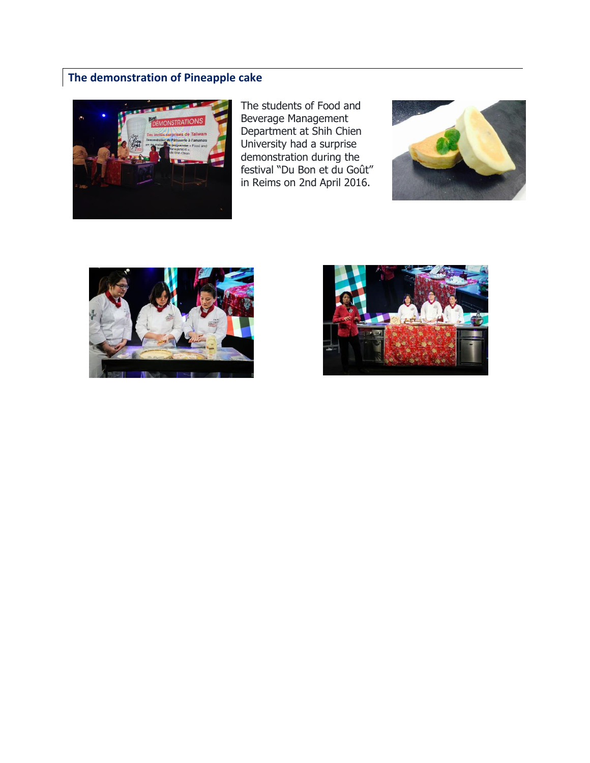## The demonstration of Pineapple cake

The students of Food and Beverage Management Department at Shih Chien University had a surprise demonstration during the festival "Du Bon et du Goût" in Reims on 2nd April 2016.